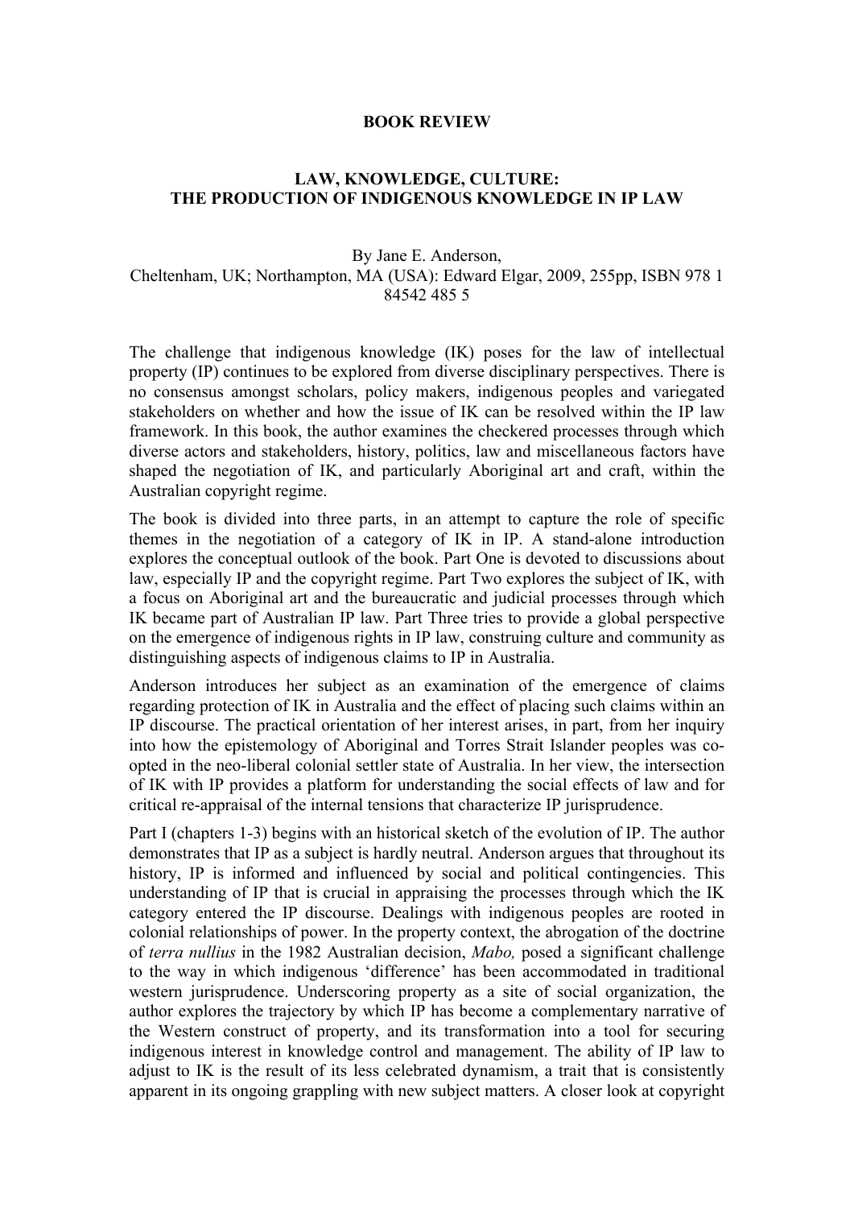**BOOK REVIEW**

# LAW, KNOWLEDGE, CULTURE: THE PRODUCTION OF INDIGENOUS KNOWLEDGE IN IP LAW

By Jane E. Anderson,
Cheltenham, UK; Northampton, MA (USA): Edward Elgar, 2009, 255pp, ISBN 978 1 84542 485 5

The challenge that indigenous knowledge (IK) poses for the law of intellectual property (IP) continues to be explored from diverse disciplinary perspectives. There is no consensus amongst scholars, policy makers, indigenous peoples and variegated stakeholders on whether and how the issue of IK can be resolved within the IP law framework. In this book, the author examines the checkered processes through which diverse actors and stakeholders, history, politics, law and miscellaneous factors have shaped the negotiation of IK, and particularly Aboriginal art and craft, within the Australian copyright regime.

The book is divided into three parts, in an attempt to capture the role of specific themes in the negotiation of a category of IK in IP. A stand-alone introduction explores the conceptual outlook of the book. Part One is devoted to discussions about law, especially IP and the copyright regime. Part Two explores the subject of IK, with a focus on Aboriginal art and the bureaucratic and judicial processes through which IK became part of Australian IP law. Part Three tries to provide a global perspective on the emergence of indigenous rights in IP law, construing culture and community as distinguishing aspects of indigenous claims to IP in Australia.

Anderson introduces her subject as an examination of the emergence of claims regarding protection of IK in Australia and the effect of placing such claims within an IP discourse. The practical orientation of her interest arises, in part, from her inquiry into how the epistemology of Aboriginal and Torres Strait Islander peoples was co-opted in the neo-liberal colonial settler state of Australia. In her view, the intersection of IK with IP provides a platform for understanding the social effects of law and for critical re-appraisal of the internal tensions that characterize IP jurisprudence.

Part I (chapters 1-3) begins with an historical sketch of the evolution of IP. The author demonstrates that IP as a subject is hardly neutral. Anderson argues that throughout its history, IP is informed and influenced by social and political contingencies. This understanding of IP that is crucial in appraising the processes through which the IK category entered the IP discourse. Dealings with indigenous peoples are rooted in colonial relationships of power. In the property context, the abrogation of the doctrine of *terra nullius* in the 1982 Australian decision, *Mabo,* posed a significant challenge to the way in which indigenous 'difference' has been accommodated in traditional western jurisprudence. Underscoring property as a site of social organization, the author explores the trajectory by which IP has become a complementary narrative of the Western construct of property, and its transformation into a tool for securing indigenous interest in knowledge control and management. The ability of IP law to adjust to IK is the result of its less celebrated dynamism, a trait that is consistently apparent in its ongoing grappling with new subject matters. A closer look at copyright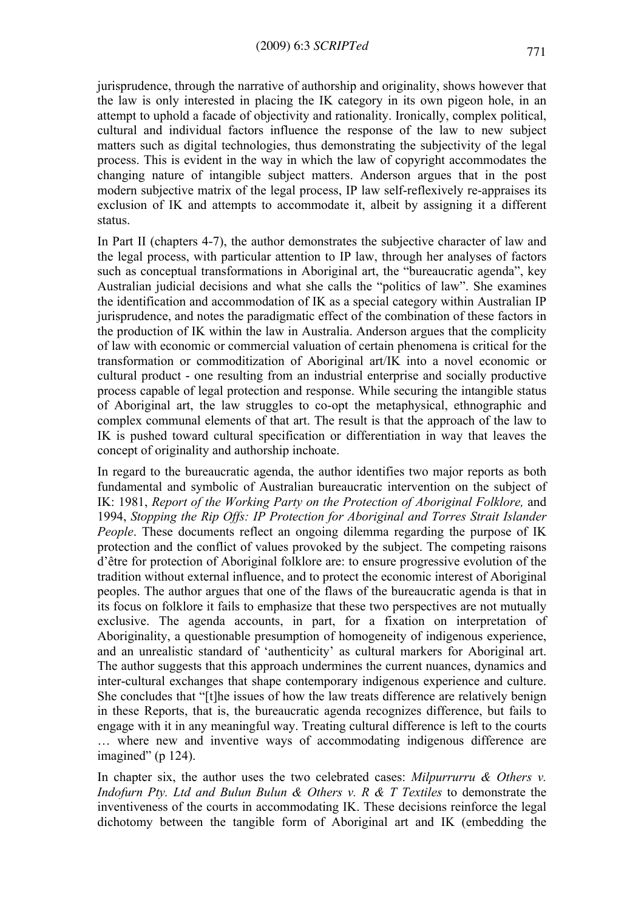jurisprudence, through the narrative of authorship and originality, shows however that the law is only interested in placing the IK category in its own pigeon hole, in an attempt to uphold a facade of objectivity and rationality. Ironically, complex political, cultural and individual factors influence the response of the law to new subject matters such as digital technologies, thus demonstrating the subjectivity of the legal process. This is evident in the way in which the law of copyright accommodates the changing nature of intangible subject matters. Anderson argues that in the post modern subjective matrix of the legal process, IP law self-reflexively re-appraises its exclusion of IK and attempts to accommodate it, albeit by assigning it a different status.

In Part II (chapters 4-7), the author demonstrates the subjective character of law and the legal process, with particular attention to IP law, through her analyses of factors such as conceptual transformations in Aboriginal art, the "bureaucratic agenda", key Australian judicial decisions and what she calls the "politics of law". She examines the identification and accommodation of IK as a special category within Australian IP jurisprudence, and notes the paradigmatic effect of the combination of these factors in the production of IK within the law in Australia. Anderson argues that the complicity of law with economic or commercial valuation of certain phenomena is critical for the transformation or commoditization of Aboriginal art/IK into a novel economic or cultural product - one resulting from an industrial enterprise and socially productive process capable of legal protection and response. While securing the intangible status of Aboriginal art, the law struggles to co-opt the metaphysical, ethnographic and complex communal elements of that art. The result is that the approach of the law to IK is pushed toward cultural specification or differentiation in way that leaves the concept of originality and authorship inchoate.

In regard to the bureaucratic agenda, the author identifies two major reports as both fundamental and symbolic of Australian bureaucratic intervention on the subject of IK: 1981, *Report of the Working Party on the Protection of Aboriginal Folklore,* and 1994, *Stopping the Rip Offs: IP Protection for Aboriginal and Torres Strait Islander People*. These documents reflect an ongoing dilemma regarding the purpose of IK protection and the conflict of values provoked by the subject. The competing raisons d'être for protection of Aboriginal folklore are: to ensure progressive evolution of the tradition without external influence, and to protect the economic interest of Aboriginal peoples. The author argues that one of the flaws of the bureaucratic agenda is that in its focus on folklore it fails to emphasize that these two perspectives are not mutually exclusive. The agenda accounts, in part, for a fixation on interpretation of Aboriginality, a questionable presumption of homogeneity of indigenous experience, and an unrealistic standard of 'authenticity' as cultural markers for Aboriginal art. The author suggests that this approach undermines the current nuances, dynamics and inter-cultural exchanges that shape contemporary indigenous experience and culture. She concludes that "[t]he issues of how the law treats difference are relatively benign in these Reports, that is, the bureaucratic agenda recognizes difference, but fails to engage with it in any meaningful way. Treating cultural difference is left to the courts … where new and inventive ways of accommodating indigenous difference are imagined" (p 124).

In chapter six, the author uses the two celebrated cases: *Milpurrurru & Others v. Indofurn Pty. Ltd and Bulun Bulun & Others v. R & T Textiles* to demonstrate the inventiveness of the courts in accommodating IK. These decisions reinforce the legal dichotomy between the tangible form of Aboriginal art and IK (embedding the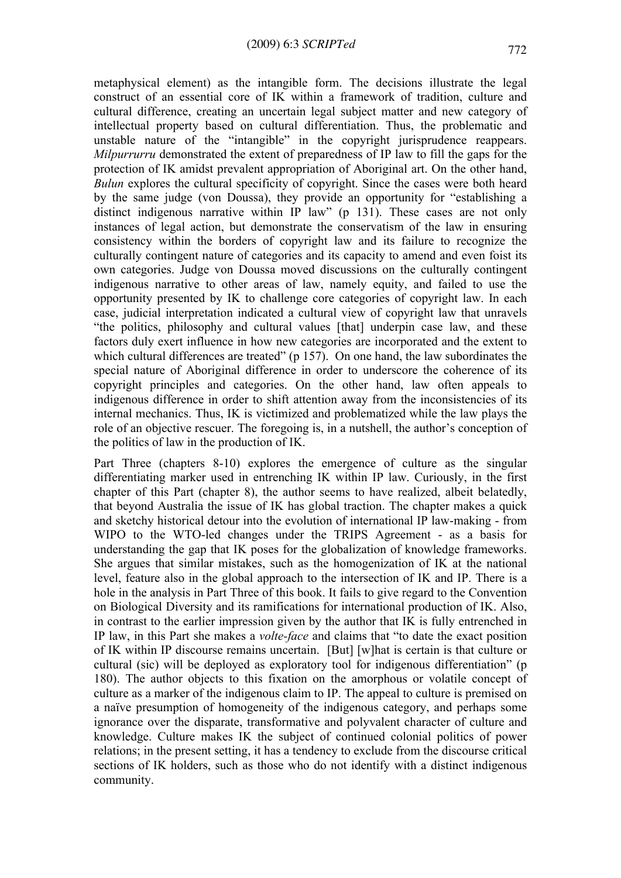metaphysical element) as the intangible form. The decisions illustrate the legal construct of an essential core of IK within a framework of tradition, culture and cultural difference, creating an uncertain legal subject matter and new category of intellectual property based on cultural differentiation. Thus, the problematic and unstable nature of the "intangible" in the copyright jurisprudence reappears. *Milpurrurru* demonstrated the extent of preparedness of IP law to fill the gaps for the protection of IK amidst prevalent appropriation of Aboriginal art. On the other hand, *Bulun* explores the cultural specificity of copyright. Since the cases were both heard by the same judge (von Doussa), they provide an opportunity for "establishing a distinct indigenous narrative within IP law" (p 131). These cases are not only instances of legal action, but demonstrate the conservatism of the law in ensuring consistency within the borders of copyright law and its failure to recognize the culturally contingent nature of categories and its capacity to amend and even foist its own categories. Judge von Doussa moved discussions on the culturally contingent indigenous narrative to other areas of law, namely equity, and failed to use the opportunity presented by IK to challenge core categories of copyright law. In each case, judicial interpretation indicated a cultural view of copyright law that unravels "the politics, philosophy and cultural values [that] underpin case law, and these factors duly exert influence in how new categories are incorporated and the extent to which cultural differences are treated" (p 157). On one hand, the law subordinates the special nature of Aboriginal difference in order to underscore the coherence of its copyright principles and categories. On the other hand, law often appeals to indigenous difference in order to shift attention away from the inconsistencies of its internal mechanics. Thus, IK is victimized and problematized while the law plays the role of an objective rescuer. The foregoing is, in a nutshell, the author's conception of the politics of law in the production of IK.

Part Three (chapters 8-10) explores the emergence of culture as the singular differentiating marker used in entrenching IK within IP law. Curiously, in the first chapter of this Part (chapter 8), the author seems to have realized, albeit belatedly, that beyond Australia the issue of IK has global traction. The chapter makes a quick and sketchy historical detour into the evolution of international IP law-making - from WIPO to the WTO-led changes under the TRIPS Agreement - as a basis for understanding the gap that IK poses for the globalization of knowledge frameworks. She argues that similar mistakes, such as the homogenization of IK at the national level, feature also in the global approach to the intersection of IK and IP. There is a hole in the analysis in Part Three of this book. It fails to give regard to the Convention on Biological Diversity and its ramifications for international production of IK. Also, in contrast to the earlier impression given by the author that IK is fully entrenched in IP law, in this Part she makes a *volte-face* and claims that "to date the exact position of IK within IP discourse remains uncertain. [But] [w]hat is certain is that culture or cultural (sic) will be deployed as exploratory tool for indigenous differentiation" (p 180). The author objects to this fixation on the amorphous or volatile concept of culture as a marker of the indigenous claim to IP. The appeal to culture is premised on a naïve presumption of homogeneity of the indigenous category, and perhaps some ignorance over the disparate, transformative and polyvalent character of culture and knowledge. Culture makes IK the subject of continued colonial politics of power relations; in the present setting, it has a tendency to exclude from the discourse critical sections of IK holders, such as those who do not identify with a distinct indigenous community.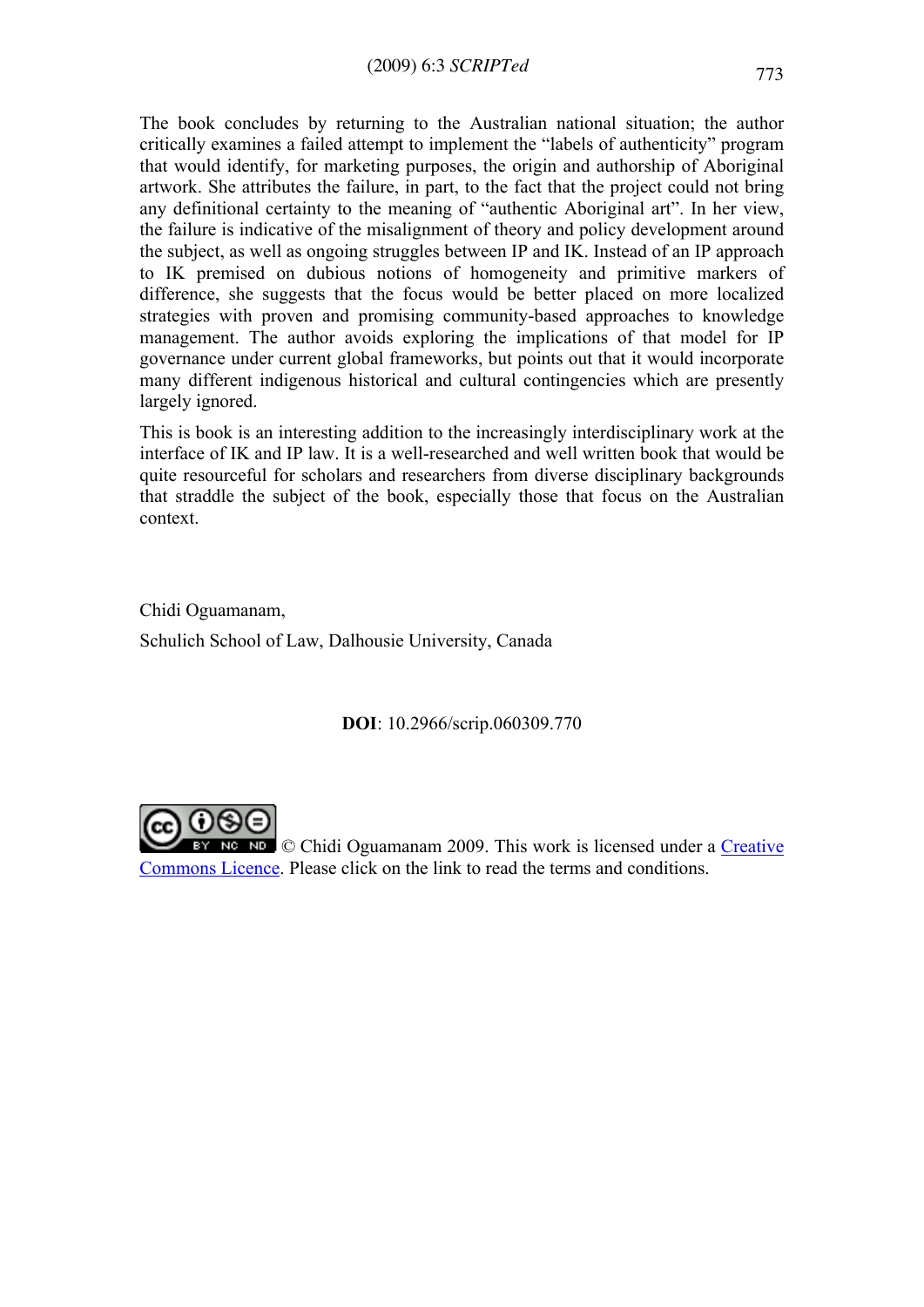The book concludes by returning to the Australian national situation; the author critically examines a failed attempt to implement the "labels of authenticity" program that would identify, for marketing purposes, the origin and authorship of Aboriginal artwork. She attributes the failure, in part, to the fact that the project could not bring any definitional certainty to the meaning of "authentic Aboriginal art". In her view, the failure is indicative of the misalignment of theory and policy development around the subject, as well as ongoing struggles between IP and IK. Instead of an IP approach to IK premised on dubious notions of homogeneity and primitive markers of difference, she suggests that the focus would be better placed on more localized strategies with proven and promising community-based approaches to knowledge management. The author avoids exploring the implications of that model for IP governance under current global frameworks, but points out that it would incorporate many different indigenous historical and cultural contingencies which are presently largely ignored.

This is book is an interesting addition to the increasingly interdisciplinary work at the interface of IK and IP law. It is a well-researched and well written book that would be quite resourceful for scholars and researchers from diverse disciplinary backgrounds that straddle the subject of the book, especially those that focus on the Australian context.

Chidi Oguamanam,

Schulich School of Law, Dalhousie University, Canada

**DOI**: 10.2966/scrip.060309.770

© Chidi Oguamanam 2009. This work is licensed under a Creative Commons Licence. Please click on the link to read the terms and conditions.